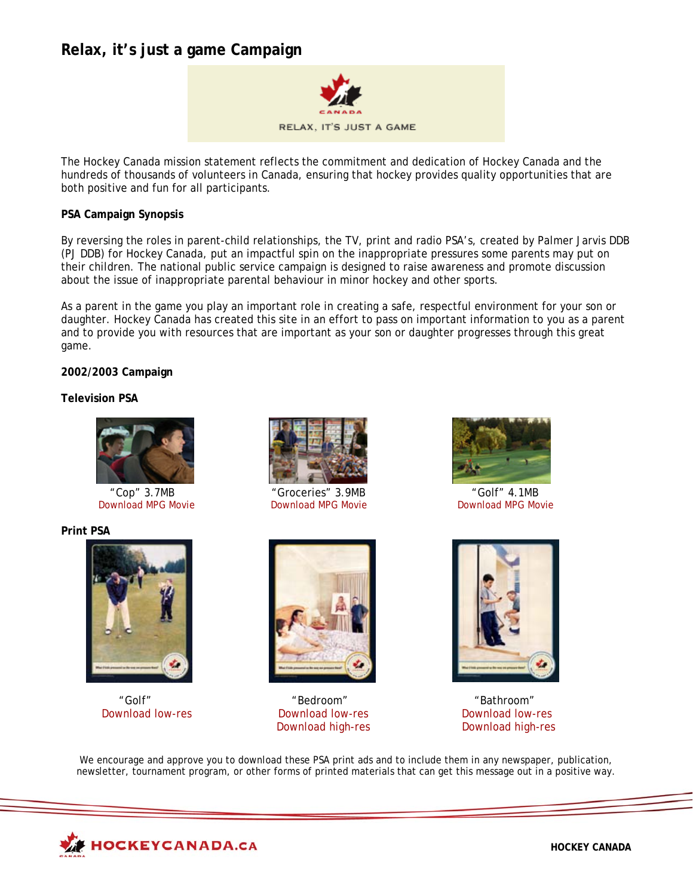# Relax, it's just a game Campaign

RELAX, IT'S JUST A GAME

The Hockey Canada mission statement reflects the commitment and dedication of Hockey Canada and the hundreds of thousands of volunteers in Canada, ensuring that hockey provides quality opportunities that are both positive and fun for all participants.

**PSA Campaign Synopsis**

By reversing the roles in parent-child relationships, the TV, print and radio PSA's, created by Palmer Jarvis DDB (PJ DDB) for Hockey Canada, put an impactful spin on the inappropriate pressures some parents may put on their children. The national public service campaign is designed to raise awareness and promote discussion about the issue of inappropriate parental behaviour in minor hockey and other sports.

As a parent in the game you play an important role in creating a safe, respectful environment for your son or daughter. Hockey Canada has created this site in an effort to pass on important information to you as a parent and to provide you with resources that are important as your son or daughter progresses through this great game.

**2002/2003 Campaign**

**Television PSA**

"Cop" 3.7MB
Download MPG Movie

"Groceries" 3.9MB
Download MPG Movie

"Golf" 4.1MB
Download MPG Movie

**Print PSA**

"Golf"
Download low-res

"Bedroom"
Download low-res
Download high-res

"Bathroom"
Download low-res
Download high-res

We encourage and approve you to download these PSA print ads and to include them in any newspaper, publication, newsletter, tournament program, or other forms of printed materials that can get this message out in a positive way.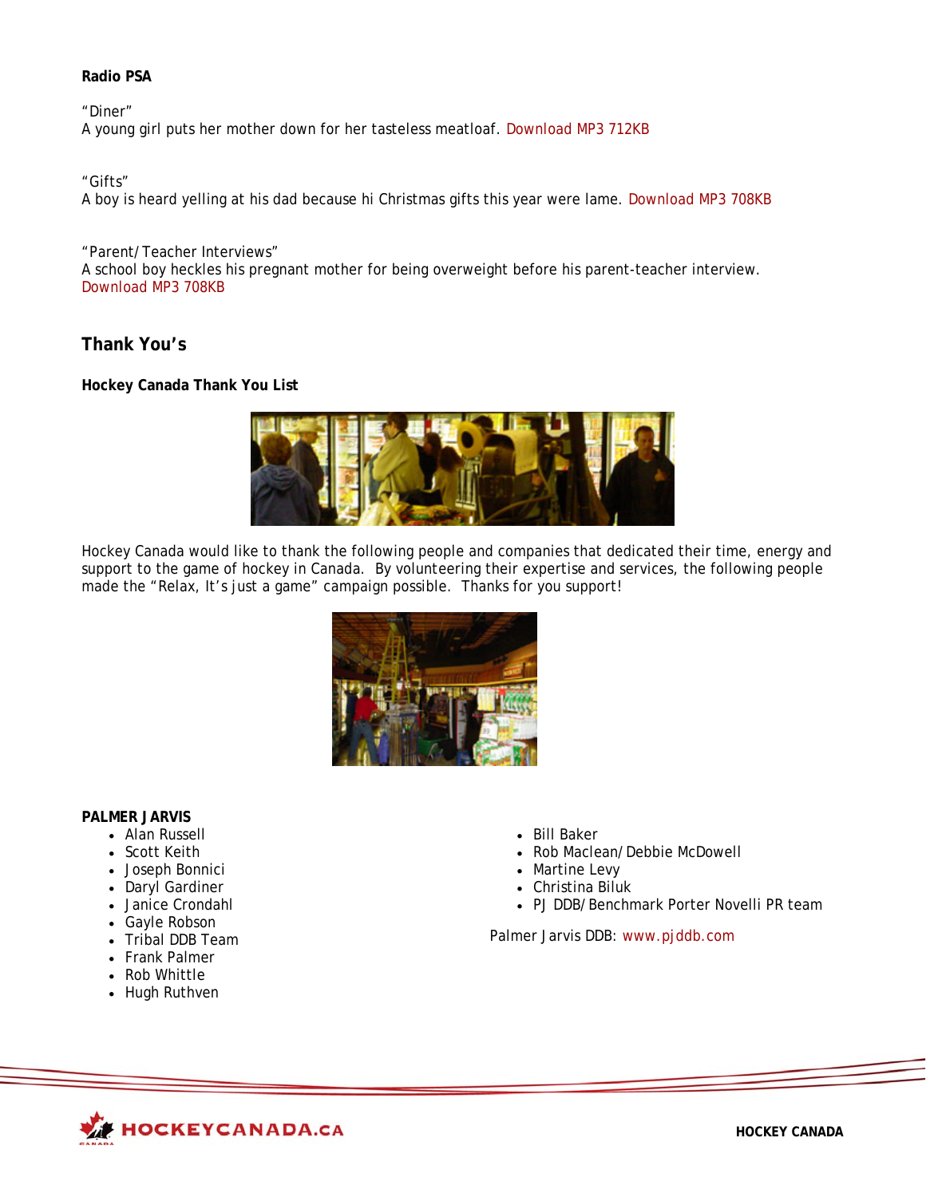**Radio PSA**

"Diner"
A young girl puts her mother down for her tasteless meatloaf. Download MP3 712KB

"Gifts"
A boy is heard yelling at his dad because hi Christmas gifts this year were lame. Download MP3 708KB

"Parent/Teacher Interviews"
A school boy heckles his pregnant mother for being overweight before his parent-teacher interview. Download MP3 708KB

## Thank You's

### Hockey Canada Thank You List

Hockey Canada would like to thank the following people and companies that dedicated their time, energy and support to the game of hockey in Canada. By volunteering their expertise and services, the following people made the "Relax, It's just a game" campaign possible. Thanks for you support!

**PALMER JARVIS**

- Alan Russell
- Scott Keith
- Joseph Bonnici
- Daryl Gardiner
- Janice Crondahl
- Gayle Robson
- Tribal DDB Team
- Frank Palmer
- Rob Whittle
- Hugh Ruthven
- Bill Baker
- Rob Maclean/Debbie McDowell
- Martine Levy
- Christina Biluk
- PJ DDB/Benchmark Porter Novelli PR team

Palmer Jarvis DDB: www.pjddb.com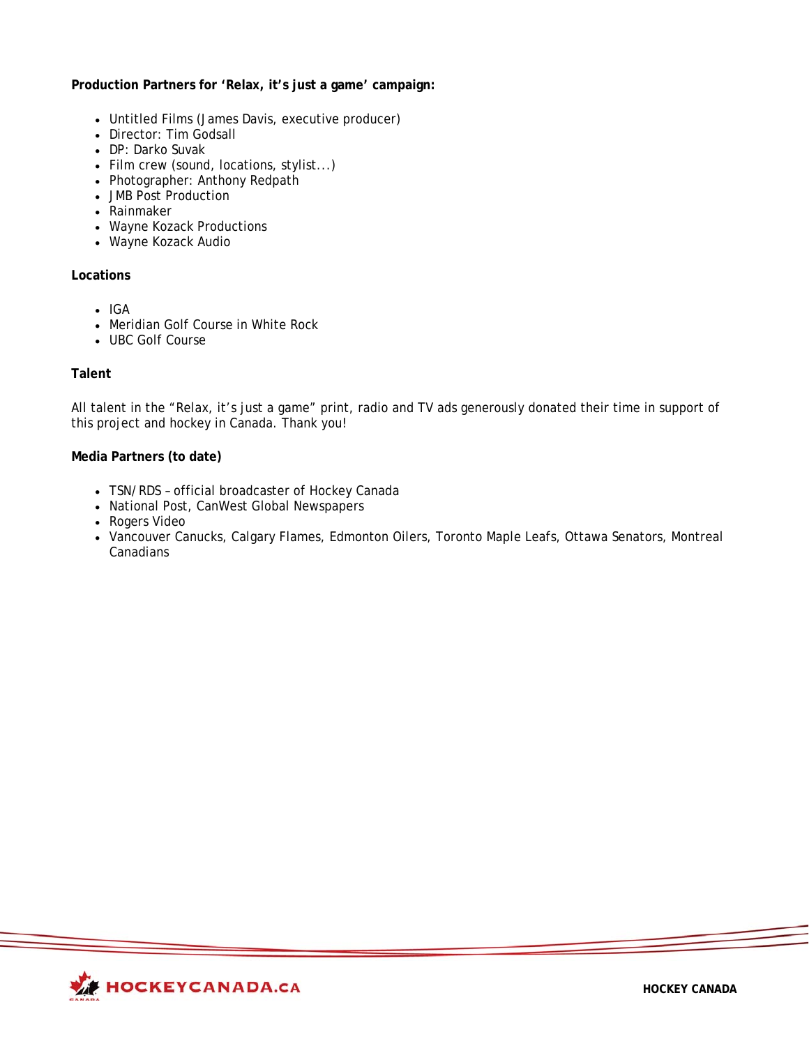**Production Partners for 'Relax, it's just a game' campaign:**

- Untitled Films (James Davis, executive producer)
- Director: Tim Godsall
- DP: Darko Suvak
- Film crew (sound, locations, stylist...)
- Photographer: Anthony Redpath
- JMB Post Production
- Rainmaker
- Wayne Kozack Productions
- Wayne Kozack Audio

**Locations**

- IGA
- Meridian Golf Course in White Rock
- UBC Golf Course

**Talent**

All talent in the "Relax, it's just a game" print, radio and TV ads generously donated their time in support of this project and hockey in Canada. Thank you!

**Media Partners (to date)**

- TSN/RDS – official broadcaster of Hockey Canada
- National Post, CanWest Global Newspapers
- Rogers Video
- Vancouver Canucks, Calgary Flames, Edmonton Oilers, Toronto Maple Leafs, Ottawa Senators, Montreal Canadians